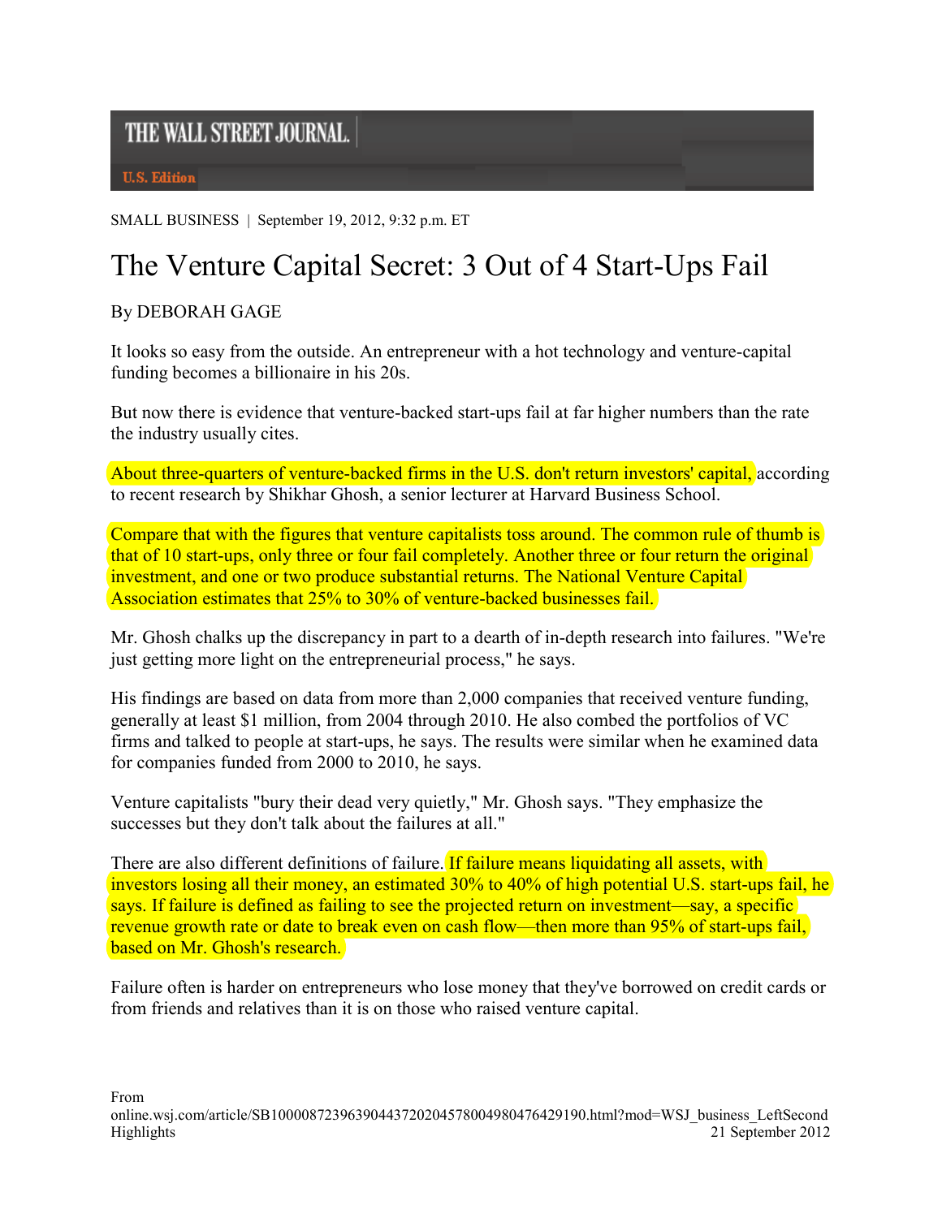THE WALL STREET JOURNAL.

U.S. Edition

SMALL BUSINESS | September 19, 2012, 9:32 p.m. ET

# The Venture Capital Secret: 3 Out of 4 Start-Ups Fail

By DEBORAH GAGE

It looks so easy from the outside. An entrepreneur with a hot technology and venture-capital funding becomes a billionaire in his 20s.

But now there is evidence that venture-backed start-ups fail at far higher numbers than the rate the industry usually cites.

About three-quarters of venture-backed firms in the U.S. don't return investors' capital, according to recent research by Shikhar Ghosh, a senior lecturer at Harvard Business School.

Compare that with the figures that venture capitalists toss around. The common rule of thumb is that of 10 start-ups, only three or four fail completely. Another three or four return the original investment, and one or two produce substantial returns. The National Venture Capital Association estimates that 25% to 30% of venture-backed businesses fail.

Mr. Ghosh chalks up the discrepancy in part to a dearth of in-depth research into failures. "We're just getting more light on the entrepreneurial process," he says.

His findings are based on data from more than 2,000 companies that received venture funding, generally at least $1 million, from 2004 through 2010. He also combed the portfolios of VC firms and talked to people at start-ups, he says. The results were similar when he examined data for companies funded from 2000 to 2010, he says.

Venture capitalists "bury their dead very quietly," Mr. Ghosh says. "They emphasize the successes but they don't talk about the failures at all."

There are also different definitions of failure. If failure means liquidating all assets, with investors losing all their money, an estimated 30% to 40% of high potential U.S. start-ups fail, he says. If failure is defined as failing to see the projected return on investment—say, a specific revenue growth rate or date to break even on cash flow—then more than 95% of start-ups fail, based on Mr. Ghosh's research.

Failure often is harder on entrepreneurs who lose money that they've borrowed on credit cards or from friends and relatives than it is on those who raised venture capital.

From online.wsj.com/article/SB10000872396390443720204578004980476429190.html?mod=WSJ_business_LeftSecondHighlights

21 September 2012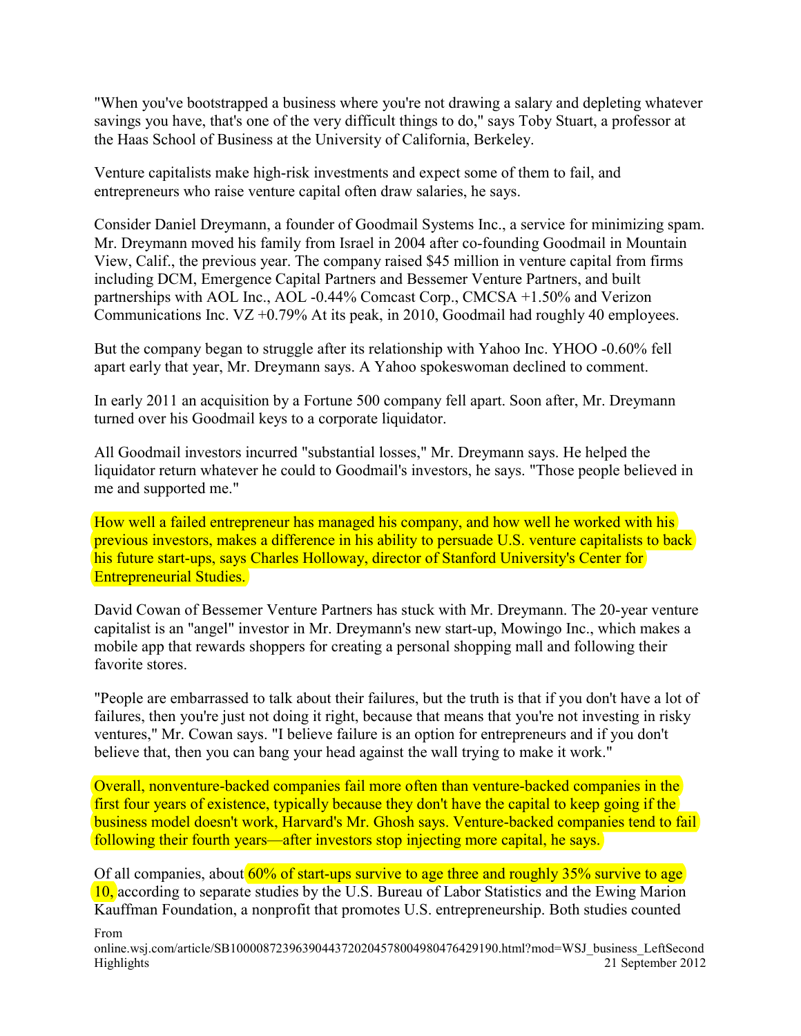"When you've bootstrapped a business where you're not drawing a salary and depleting whatever savings you have, that's one of the very difficult things to do," says Toby Stuart, a professor at the Haas School of Business at the University of California, Berkeley.

Venture capitalists make high-risk investments and expect some of them to fail, and entrepreneurs who raise venture capital often draw salaries, he says.

Consider Daniel Dreymann, a founder of Goodmail Systems Inc., a service for minimizing spam. Mr. Dreymann moved his family from Israel in 2004 after co-founding Goodmail in Mountain View, Calif., the previous year. The company raised $45 million in venture capital from firms including DCM, Emergence Capital Partners and Bessemer Venture Partners, and built partnerships with AOL Inc., AOL -0.44% Comcast Corp., CMCSA +1.50% and Verizon Communications Inc. VZ +0.79% At its peak, in 2010, Goodmail had roughly 40 employees.

But the company began to struggle after its relationship with Yahoo Inc. YHOO -0.60% fell apart early that year, Mr. Dreymann says. A Yahoo spokeswoman declined to comment.

In early 2011 an acquisition by a Fortune 500 company fell apart. Soon after, Mr. Dreymann turned over his Goodmail keys to a corporate liquidator.

All Goodmail investors incurred "substantial losses," Mr. Dreymann says. He helped the liquidator return whatever he could to Goodmail's investors, he says. "Those people believed in me and supported me."

How well a failed entrepreneur has managed his company, and how well he worked with his previous investors, makes a difference in his ability to persuade U.S. venture capitalists to back his future start-ups, says Charles Holloway, director of Stanford University's Center for Entrepreneurial Studies.

David Cowan of Bessemer Venture Partners has stuck with Mr. Dreymann. The 20-year venture capitalist is an "angel" investor in Mr. Dreymann's new start-up, Mowingo Inc., which makes a mobile app that rewards shoppers for creating a personal shopping mall and following their favorite stores.

"People are embarrassed to talk about their failures, but the truth is that if you don't have a lot of failures, then you're just not doing it right, because that means that you're not investing in risky ventures," Mr. Cowan says. "I believe failure is an option for entrepreneurs and if you don't believe that, then you can bang your head against the wall trying to make it work."

Overall, nonventure-backed companies fail more often than venture-backed companies in the first four years of existence, typically because they don't have the capital to keep going if the business model doesn't work, Harvard's Mr. Ghosh says. Venture-backed companies tend to fail following their fourth years—after investors stop injecting more capital, he says.

Of all companies, about 60% of start-ups survive to age three and roughly 35% survive to age 10, according to separate studies by the U.S. Bureau of Labor Statistics and the Ewing Marion Kauffman Foundation, a nonprofit that promotes U.S. entrepreneurship. Both studies counted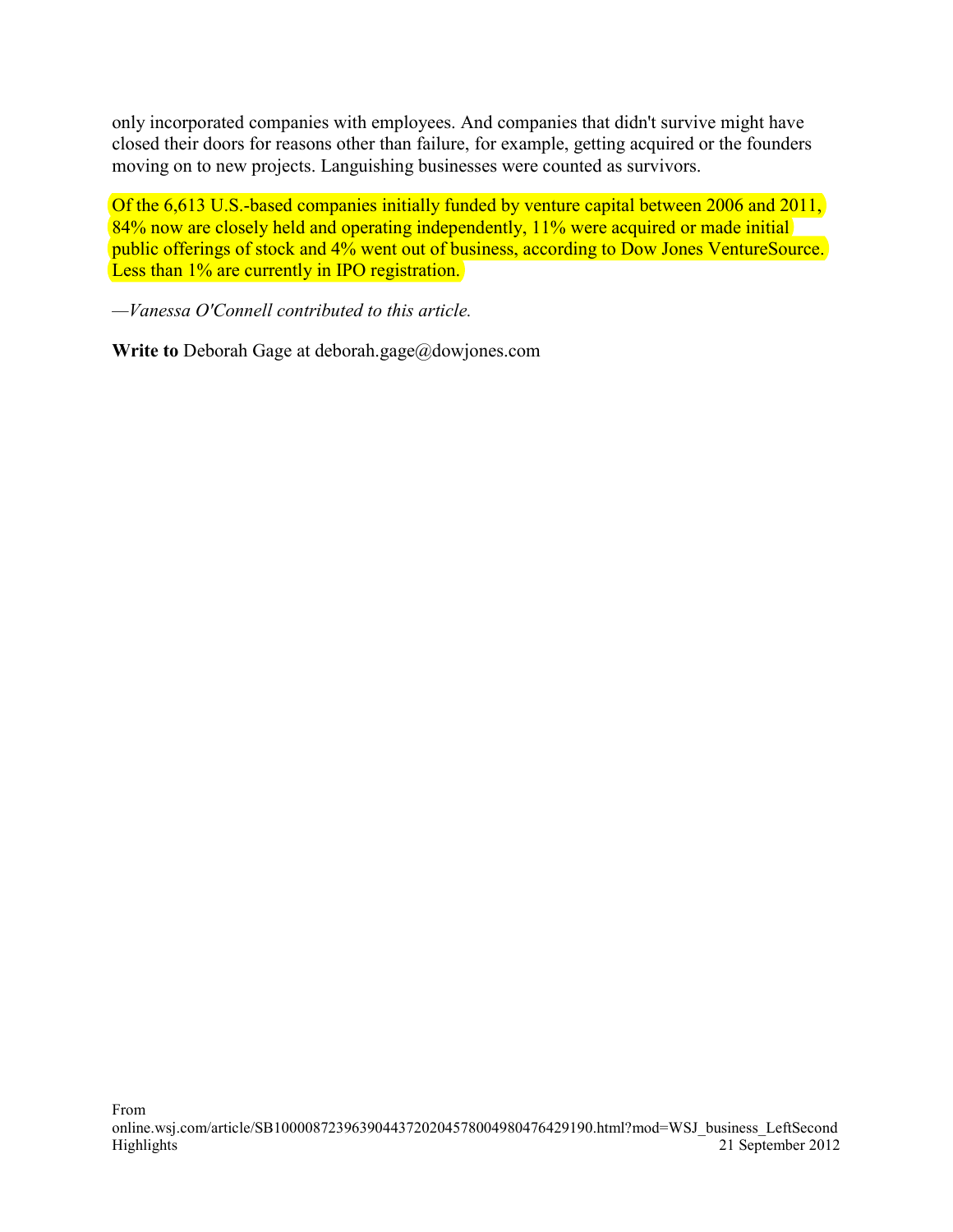only incorporated companies with employees. And companies that didn't survive might have closed their doors for reasons other than failure, for example, getting acquired or the founders moving on to new projects. Languishing businesses were counted as survivors.

Of the 6,613 U.S.-based companies initially funded by venture capital between 2006 and 2011, 84% now are closely held and operating independently, 11% were acquired or made initial public offerings of stock and 4% went out of business, according to Dow Jones VentureSource. Less than 1% are currently in IPO registration.

*—Vanessa O'Connell contributed to this article.*

**Write to** Deborah Gage at deborah.gage@dowjones.com

From
online.wsj.com/article/SB10000872396390443720204578004980476429190.html?mod=WSJ_business_LeftSecondHighlights
21 September 2012